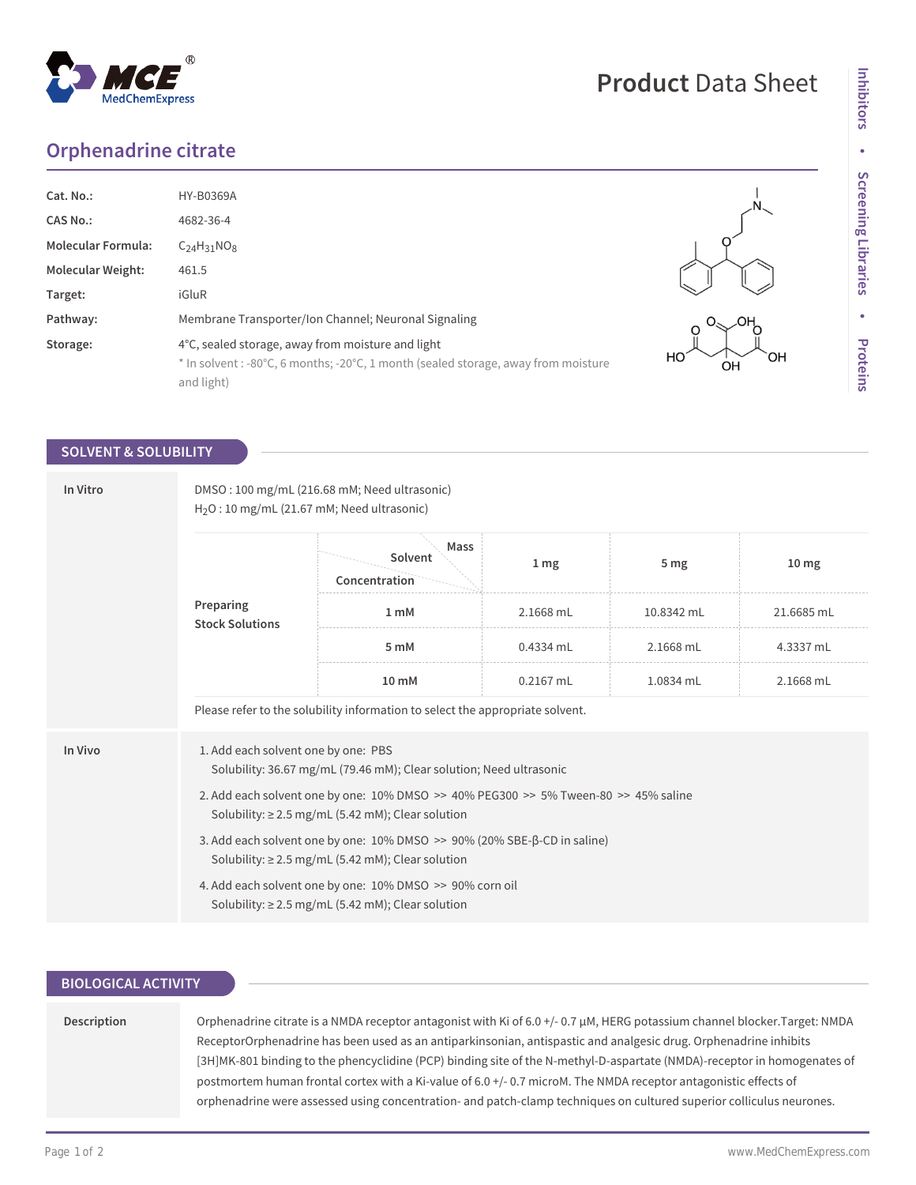# Product Data Sheet

## Orphenadrine citrate

| | |
|---|---|
| **Cat. No.:** | HY-B0369A |
| **CAS No.:** | 4682-36-4 |
| **Molecular Formula:** | $C_{24}H_{31}NO_8$ |
| **Molecular Weight:** | 461.5 |
| **Target:** | iGluR |
| **Pathway:** | Membrane Transporter/Ion Channel; Neuronal Signaling |
| **Storage:** | 4°C, sealed storage, away from moisture and light<br>* In solvent : -80°C, 6 months; -20°C, 1 month (sealed storage, away from moisture and light) |

## SOLVENT & SOLUBILITY

**In Vitro**

DMSO : 100 mg/mL (216.68 mM; Need ultrasonic)
$H_2O$ : 10 mg/mL (21.67 mM; Need ultrasonic)

**Preparing Stock Solutions**

| Concentration \ Solvent \ Mass | 1 mg | 5 mg | 10 mg |
|---|---|---|---|
| 1 mM | 2.1668 mL | 10.8342 mL | 21.6685 mL |
| 5 mM | 0.4334 mL | 2.1668 mL | 4.3337 mL |
| 10 mM | 0.2167 mL | 1.0834 mL | 2.1668 mL |

Please refer to the solubility information to select the appropriate solvent.

**In Vivo**

1. Add each solvent one by one: PBS
   Solubility: 36.67 mg/mL (79.46 mM); Clear solution; Need ultrasonic
2. Add each solvent one by one: 10% DMSO >> 40% PEG300 >> 5% Tween-80 >> 45% saline
   Solubility: ≥ 2.5 mg/mL (5.42 mM); Clear solution
3. Add each solvent one by one: 10% DMSO >> 90% (20% SBE-β-CD in saline)
   Solubility: ≥ 2.5 mg/mL (5.42 mM); Clear solution
4. Add each solvent one by one: 10% DMSO >> 90% corn oil
   Solubility: ≥ 2.5 mg/mL (5.42 mM); Clear solution

## BIOLOGICAL ACTIVITY

**Description**

Orphenadrine citrate is a NMDA receptor antagonist with Ki of 6.0 +/- 0.7 μM, HERG potassium channel blocker.Target: NMDA ReceptorOrphenadrine has been used as an antiparkinsonian, antispastic and analgesic drug. Orphenadrine inhibits [3H]MK-801 binding to the phencyclidine (PCP) binding site of the N-methyl-D-aspartate (NMDA)-receptor in homogenates of postmortem human frontal cortex with a Ki-value of 6.0 +/- 0.7 microM. The NMDA receptor antagonistic effects of orphenadrine were assessed using concentration- and patch-clamp techniques on cultured superior colliculus neurones.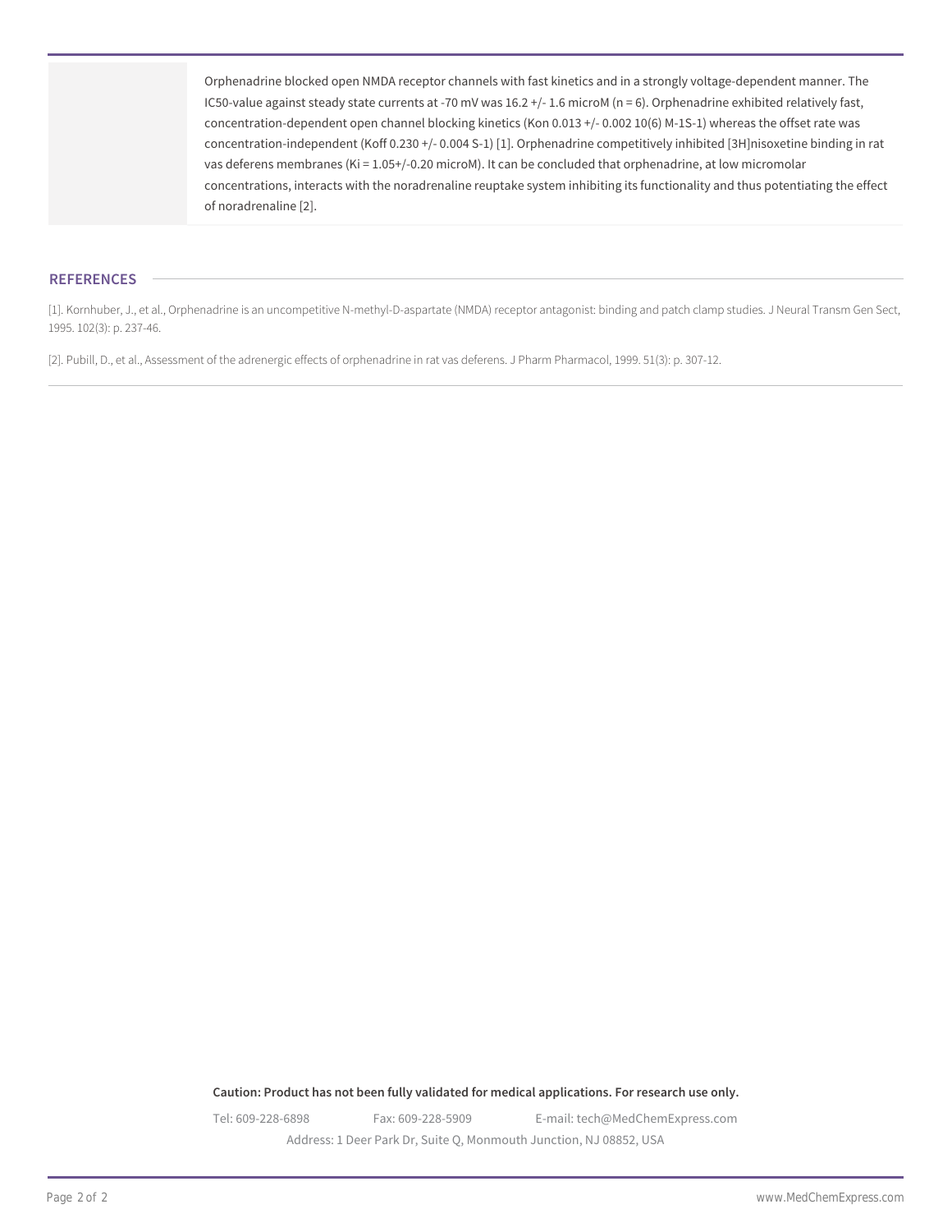Orphenadrine blocked open NMDA receptor channels with fast kinetics and in a strongly voltage-dependent manner. The IC50-value against steady state currents at -70 mV was 16.2 +/- 1.6 microM (n = 6). Orphenadrine exhibited relatively fast, concentration-dependent open channel blocking kinetics (Kon 0.013 +/- 0.002 10(6) M-1S-1) whereas the offset rate was concentration-independent (Koff 0.230 +/- 0.004 S-1) [1]. Orphenadrine competitively inhibited [3H]nisoxetine binding in rat vas deferens membranes (Ki = 1.05+/-0.20 microM). It can be concluded that orphenadrine, at low micromolar concentrations, interacts with the noradrenaline reuptake system inhibiting its functionality and thus potentiating the effect of noradrenaline [2].

## REFERENCES

[1]. Kornhuber, J., et al., Orphenadrine is an uncompetitive N-methyl-D-aspartate (NMDA) receptor antagonist: binding and patch clamp studies. J Neural Transm Gen Sect, 1995. 102(3): p. 237-46.

[2]. Pubill, D., et al., Assessment of the adrenergic effects of orphenadrine in rat vas deferens. J Pharm Pharmacol, 1999. 51(3): p. 307-12.

**Caution: Product has not been fully validated for medical applications. For research use only.**

Tel: 609-228-6898 Fax: 609-228-5909 E-mail: tech@MedChemExpress.com

Address: 1 Deer Park Dr, Suite Q, Monmouth Junction, NJ 08852, USA